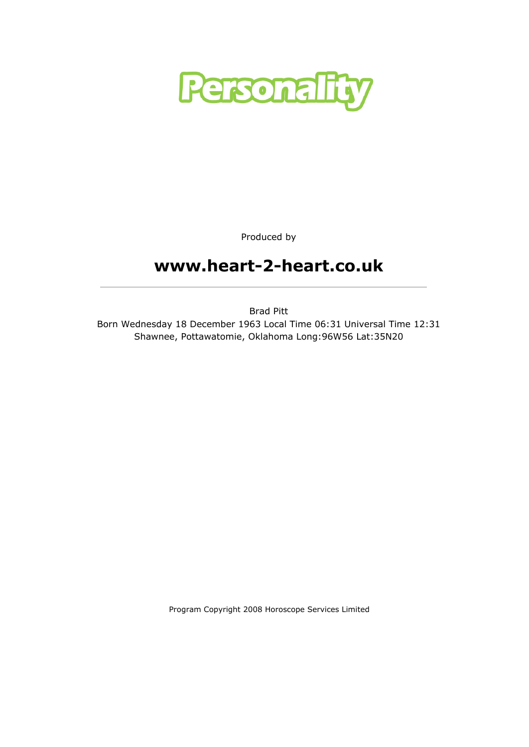# Personality

Produced by

## www.heart-2-heart.co.uk

---

Brad Pitt
Born Wednesday 18 December 1963 Local Time 06:31 Universal Time 12:31
Shawnee, Pottawatomie, Oklahoma Long:96W56 Lat:35N20

Program Copyright 2008 Horoscope Services Limited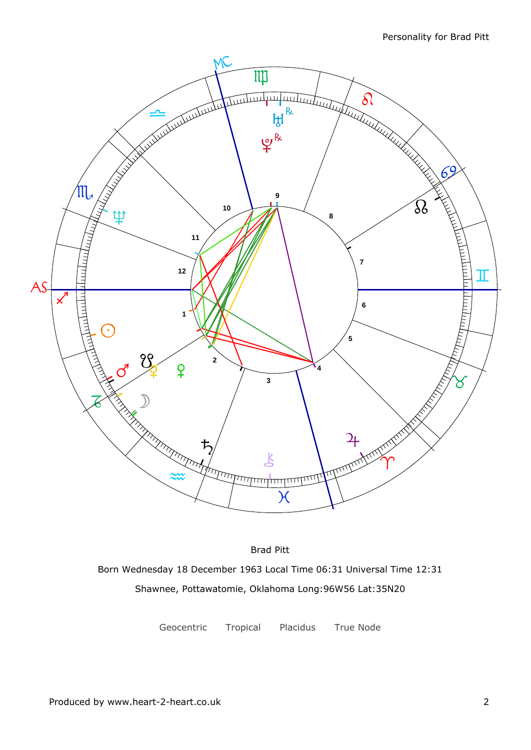Personality for Brad Pitt

Brad Pitt

Born Wednesday 18 December 1963 Local Time 06:31 Universal Time 12:31

Shawnee, Pottawatomie, Oklahoma Long:96W56 Lat:35N20

Geocentric Tropical Placidus True Node

Produced by www.heart-2-heart.co.uk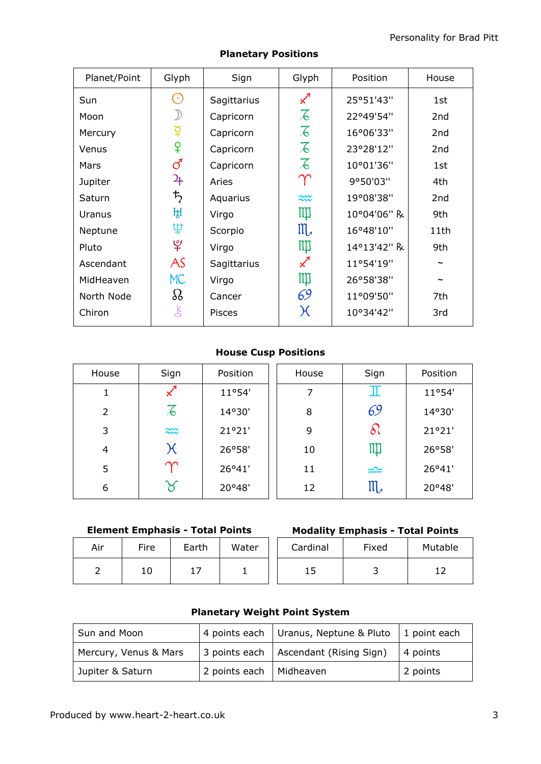## Planetary Positions

| Planet/Point | Glyph | Sign | Glyph | Position | House |
|---|---|---|---|---|---|
| Sun | ☉ | Sagittarius | ♐ | 25°51'43" | 1st |
| Moon | ☽ | Capricorn | ♑ | 22°49'54" | 2nd |
| Mercury | ☿ | Capricorn | ♑ | 16°06'33" | 2nd |
| Venus | ♀ | Capricorn | ♑ | 23°28'12" | 2nd |
| Mars | ♂ | Capricorn | ♑ | 10°01'36" | 1st |
| Jupiter | ♃ | Aries | ♈ | 9°50'03" | 4th |
| Saturn | ♄ | Aquarius | ♒ | 19°08'38" | 2nd |
| Uranus | ♅ | Virgo | ♍ | 10°04'06" ℞ | 9th |
| Neptune | ♆ | Scorpio | ♏ | 16°48'10" | 11th |
| Pluto | ♇ | Virgo | ♍ | 14°13'42" ℞ | 9th |
| Ascendant | AS | Sagittarius | ♐ | 11°54'19" | ~ |
| MidHeaven | MC | Virgo | ♍ | 26°58'38" | ~ |
| North Node | ☊ | Cancer | ♋ | 11°09'50" | 7th |
| Chiron | ⚷ | Pisces | ♓ | 10°34'42" | 3rd |

## House Cusp Positions

| House | Sign | Position | House | Sign | Position |
|---|---|---|---|---|---|
| 1 | ♐ | 11°54' | 7 | ♊ | 11°54' |
| 2 | ♑ | 14°30' | 8 | ♋ | 14°30' |
| 3 | ♒ | 21°21' | 9 | ♌ | 21°21' |
| 4 | ♓ | 26°58' | 10 | ♍ | 26°58' |
| 5 | ♈ | 26°41' | 11 | ♎ | 26°41' |
| 6 | ♉ | 20°48' | 12 | ♏ | 20°48' |

### Element Emphasis - Total Points

| Air | Fire | Earth | Water |
|---|---|---|---|
| 2 | 10 | 17 | 1 |

### Modality Emphasis - Total Points

| Cardinal | Fixed | Mutable |
|---|---|---|
| 15 | 3 | 12 |

### Planetary Weight Point System

| | | | |
|---|---|---|---|
| Sun and Moon | 4 points each | Uranus, Neptune & Pluto | 1 point each |
| Mercury, Venus & Mars | 3 points each | Ascendant (Rising Sign) | 4 points |
| Jupiter & Saturn | 2 points each | Midheaven | 2 points |

Produced by www.heart-2-heart.co.uk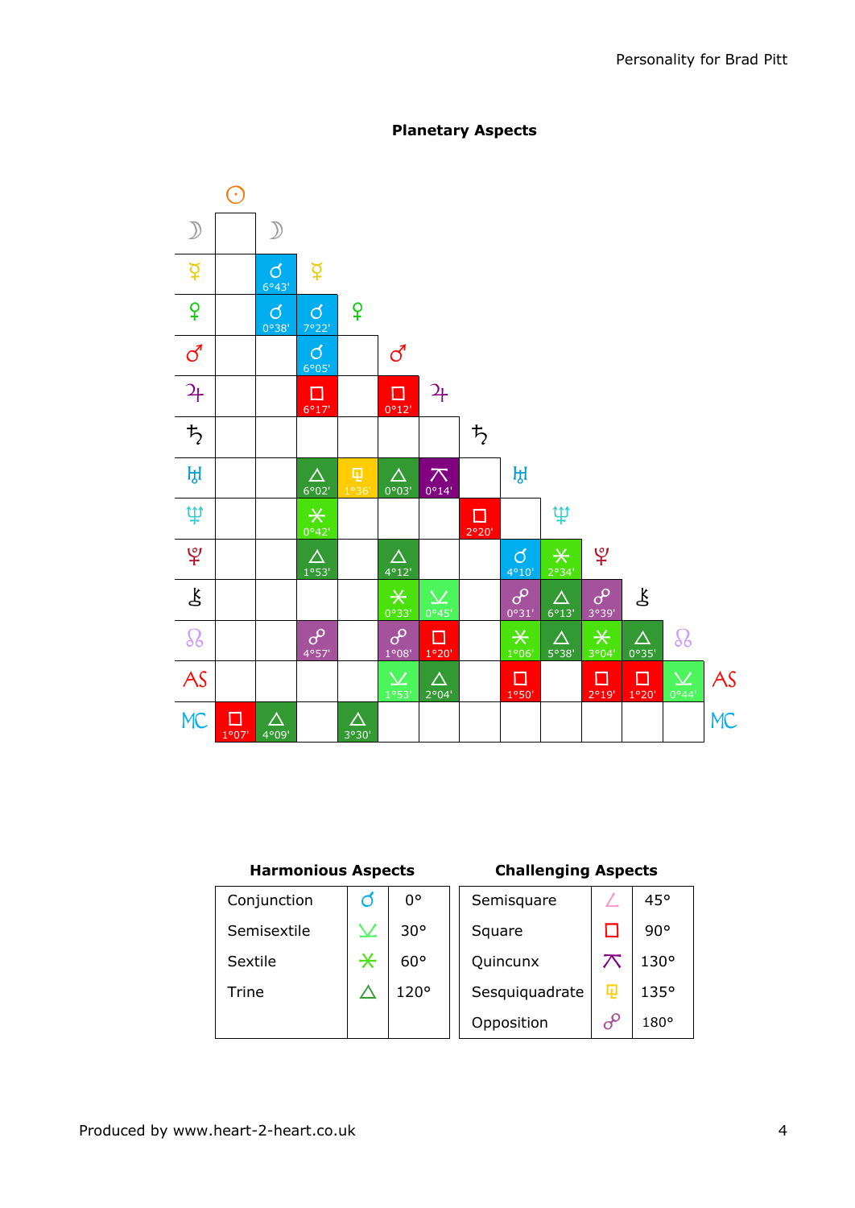## Planetary Aspects

| | ☉ | ☽ | ☿ | ♀ | ♂ | ♃ | ♄ | ♅ | ♆ | ♇ | ⚷ | ☊ | AS |
|---|---|---|---|---|---|---|---|---|---|---|---|---|---|
| ☽ | | | | | | | | | | | | | |
| ☿ | | ☌ 6°43' | | | | | | | | | | | |
| ♀ | | ☌ 0°38' | ☌ 7°22' | | | | | | | | | | |
| ♂ | | | ☌ 6°05' | | | | | | | | | | |
| ♃ | | | □ 6°17' | | □ 0°12' | | | | | | | | |
| ♄ | | | | | | | | | | | | | |
| ♅ | | | △ 6°02' | ⚼ 1°36' | △ 0°03' | ⚻ 0°14' | | | | | | | |
| ♆ | | | ⚹ 0°42' | | | | □ 2°20' | | | | | | |
| ♇ | | | △ 1°53' | | △ 4°12' | | | ☌ 4°10' | ⚹ 2°34' | | | | |
| ⚷ | | | | | ⚹ 0°33' | ⚺ 0°45' | | ☍ 0°31' | △ 6°13' | ☍ 3°39' | | | |
| ☊ | | | ☍ 4°57' | | ☍ 1°08' | □ 1°20' | | ⚹ 1°06' | △ 5°38' | ⚹ 3°04' | △ 0°35' | | |
| AS | | | | | ⚺ 1°53' | △ 2°04' | | □ 1°50' | | □ 2°19' | □ 1°20' | ⚺ 0°44' | |
| MC | □ 1°07' | △ 4°09' | | △ 3°30' | | | | | | | | | |

### Harmonious Aspects

| | | |
|---|---|---|
| Conjunction | ☌ | 0° |
| Semisextile | ⚺ | 30° |
| Sextile | ⚹ | 60° |
| Trine | △ | 120° |

### Challenging Aspects

| | | |
|---|---|---|
| Semisquare | ∠ | 45° |
| Square | □ | 90° |
| Quincunx | ⚻ | 130° |
| Sesquiquadrate | ⚼ | 135° |
| Opposition | ☍ | 180° |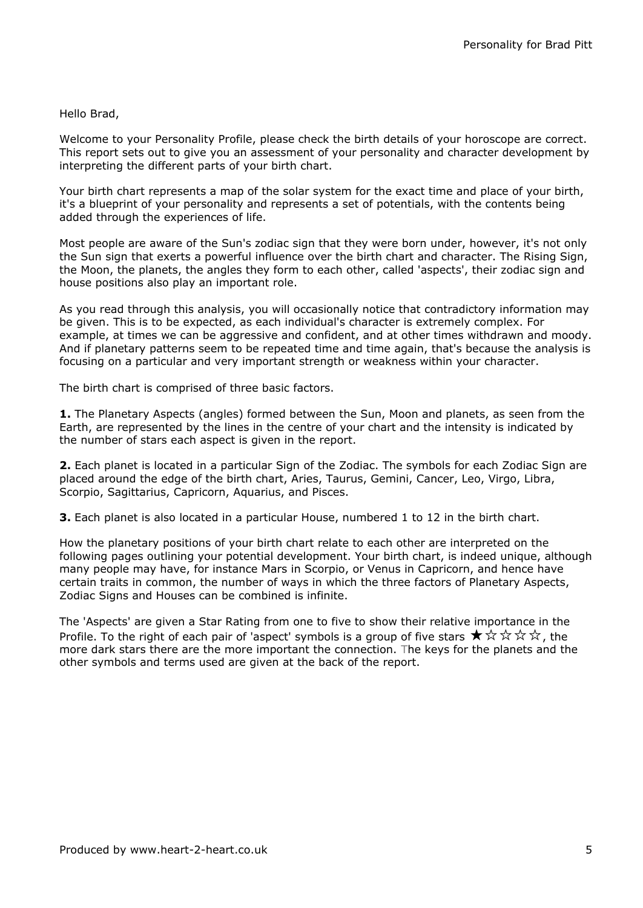Hello Brad,

Welcome to your Personality Profile, please check the birth details of your horoscope are correct. This report sets out to give you an assessment of your personality and character development by interpreting the different parts of your birth chart.

Your birth chart represents a map of the solar system for the exact time and place of your birth, it's a blueprint of your personality and represents a set of potentials, with the contents being added through the experiences of life.

Most people are aware of the Sun's zodiac sign that they were born under, however, it's not only the Sun sign that exerts a powerful influence over the birth chart and character. The Rising Sign, the Moon, the planets, the angles they form to each other, called 'aspects', their zodiac sign and house positions also play an important role.

As you read through this analysis, you will occasionally notice that contradictory information may be given. This is to be expected, as each individual's character is extremely complex. For example, at times we can be aggressive and confident, and at other times withdrawn and moody. And if planetary patterns seem to be repeated time and time again, that's because the analysis is focusing on a particular and very important strength or weakness within your character.

The birth chart is comprised of three basic factors.

**1.** The Planetary Aspects (angles) formed between the Sun, Moon and planets, as seen from the Earth, are represented by the lines in the centre of your chart and the intensity is indicated by the number of stars each aspect is given in the report.

**2.** Each planet is located in a particular Sign of the Zodiac. The symbols for each Zodiac Sign are placed around the edge of the birth chart, Aries, Taurus, Gemini, Cancer, Leo, Virgo, Libra, Scorpio, Sagittarius, Capricorn, Aquarius, and Pisces.

**3.** Each planet is also located in a particular House, numbered 1 to 12 in the birth chart.

How the planetary positions of your birth chart relate to each other are interpreted on the following pages outlining your potential development. Your birth chart, is indeed unique, although many people may have, for instance Mars in Scorpio, or Venus in Capricorn, and hence have certain traits in common, the number of ways in which the three factors of Planetary Aspects, Zodiac Signs and Houses can be combined is infinite.

The 'Aspects' are given a Star Rating from one to five to show their relative importance in the Profile. To the right of each pair of 'aspect' symbols is a group of five stars ★☆☆☆☆, the more dark stars there are the more important the connection. The keys for the planets and the other symbols and terms used are given at the back of the report.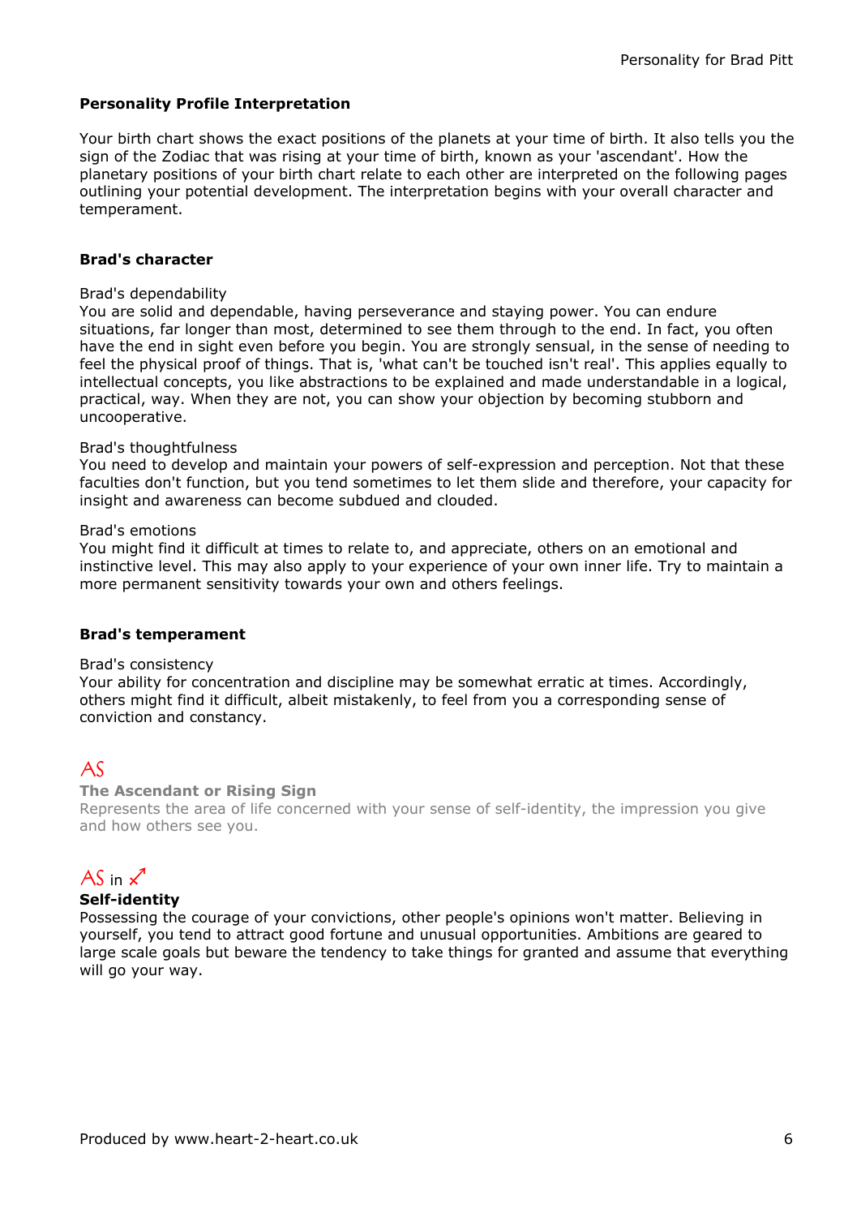**Personality Profile Interpretation**

Your birth chart shows the exact positions of the planets at your time of birth. It also tells you the sign of the Zodiac that was rising at your time of birth, known as your 'ascendant'. How the planetary positions of your birth chart relate to each other are interpreted on the following pages outlining your potential development. The interpretation begins with your overall character and temperament.

**Brad's character**

Brad's dependability
You are solid and dependable, having perseverance and staying power. You can endure situations, far longer than most, determined to see them through to the end. In fact, you often have the end in sight even before you begin. You are strongly sensual, in the sense of needing to feel the physical proof of things. That is, 'what can't be touched isn't real'. This applies equally to intellectual concepts, you like abstractions to be explained and made understandable in a logical, practical, way. When they are not, you can show your objection by becoming stubborn and uncooperative.

Brad's thoughtfulness
You need to develop and maintain your powers of self-expression and perception. Not that these faculties don't function, but you tend sometimes to let them slide and therefore, your capacity for insight and awareness can become subdued and clouded.

Brad's emotions
You might find it difficult at times to relate to, and appreciate, others on an emotional and instinctive level. This may also apply to your experience of your own inner life. Try to maintain a more permanent sensitivity towards your own and others feelings.

**Brad's temperament**

Brad's consistency
Your ability for concentration and discipline may be somewhat erratic at times. Accordingly, others might find it difficult, albeit mistakenly, to feel from you a corresponding sense of conviction and constancy.

AS

**The Ascendant or Rising Sign**
Represents the area of life concerned with your sense of self-identity, the impression you give and how others see you.

AS in ♐

**Self-identity**
Possessing the courage of your convictions, other people's opinions won't matter. Believing in yourself, you tend to attract good fortune and unusual opportunities. Ambitions are geared to large scale goals but beware the tendency to take things for granted and assume that everything will go your way.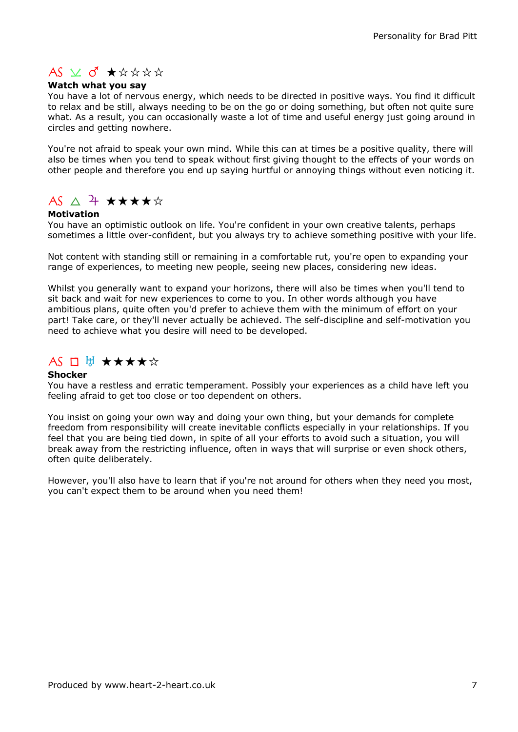AS ⊻ ♂ ★☆☆☆☆

**Watch what you say**

You have a lot of nervous energy, which needs to be directed in positive ways. You find it difficult to relax and be still, always needing to be on the go or doing something, but often not quite sure what. As a result, you can occasionally waste a lot of time and useful energy just going around in circles and getting nowhere.

You're not afraid to speak your own mind. While this can at times be a positive quality, there will also be times when you tend to speak without first giving thought to the effects of your words on other people and therefore you end up saying hurtful or annoying things without even noticing it.

AS △ ♃ ★★★★☆

**Motivation**

You have an optimistic outlook on life. You're confident in your own creative talents, perhaps sometimes a little over-confident, but you always try to achieve something positive with your life.

Not content with standing still or remaining in a comfortable rut, you're open to expanding your range of experiences, to meeting new people, seeing new places, considering new ideas.

Whilst you generally want to expand your horizons, there will also be times when you'll tend to sit back and wait for new experiences to come to you. In other words although you have ambitious plans, quite often you'd prefer to achieve them with the minimum of effort on your part! Take care, or they'll never actually be achieved. The self-discipline and self-motivation you need to achieve what you desire will need to be developed.

AS □ ♅ ★★★★☆

**Shocker**

You have a restless and erratic temperament. Possibly your experiences as a child have left you feeling afraid to get too close or too dependent on others.

You insist on going your own way and doing your own thing, but your demands for complete freedom from responsibility will create inevitable conflicts especially in your relationships. If you feel that you are being tied down, in spite of all your efforts to avoid such a situation, you will break away from the restricting influence, often in ways that will surprise or even shock others, often quite deliberately.

However, you'll also have to learn that if you're not around for others when they need you most, you can't expect them to be around when you need them!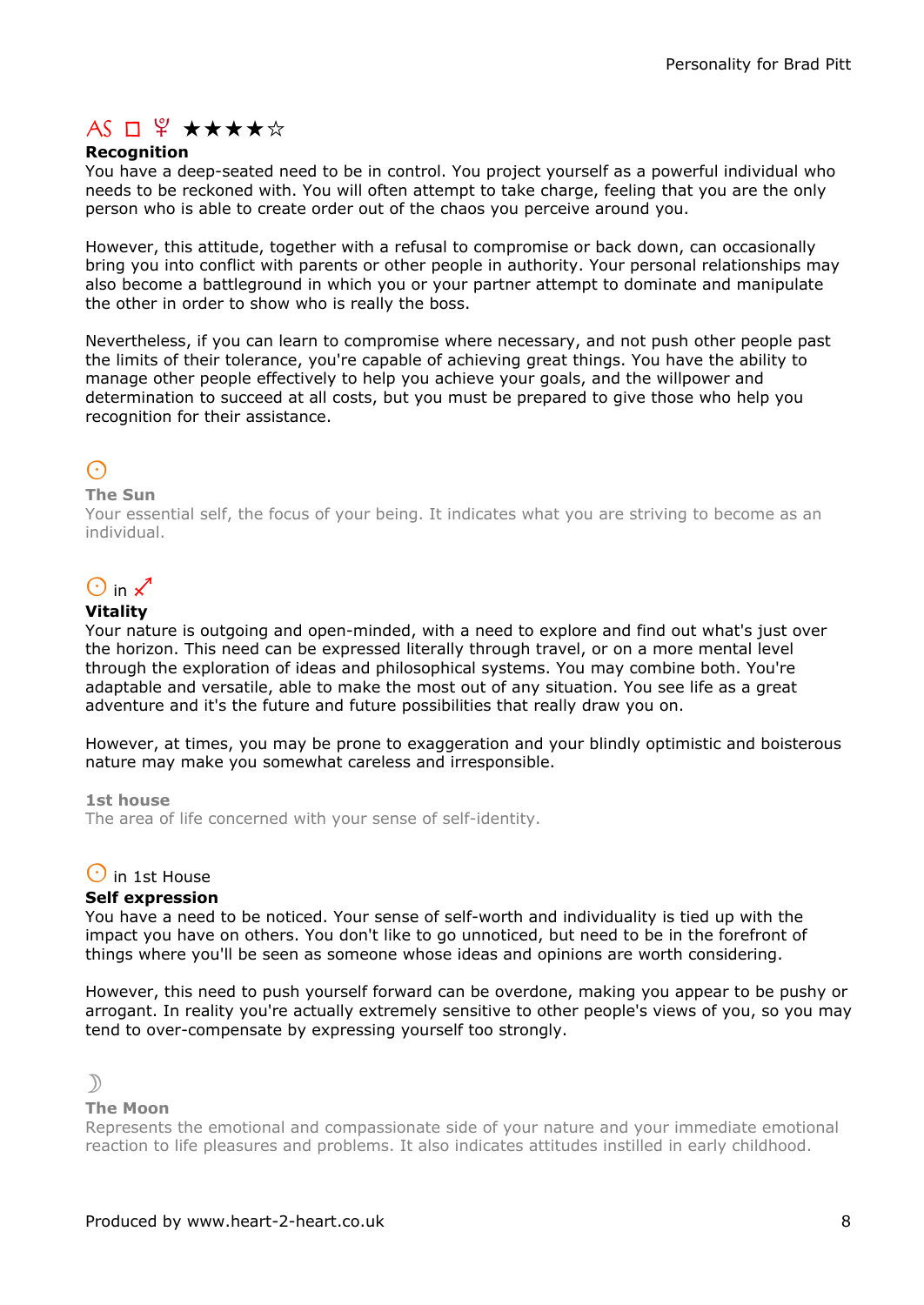AS □ ♇ ★★★★☆

**Recognition**

You have a deep-seated need to be in control. You project yourself as a powerful individual who needs to be reckoned with. You will often attempt to take charge, feeling that you are the only person who is able to create order out of the chaos you perceive around you.

However, this attitude, together with a refusal to compromise or back down, can occasionally bring you into conflict with parents or other people in authority. Your personal relationships may also become a battleground in which you or your partner attempt to dominate and manipulate the other in order to show who is really the boss.

Nevertheless, if you can learn to compromise where necessary, and not push other people past the limits of their tolerance, you're capable of achieving great things. You have the ability to manage other people effectively to help you achieve your goals, and the willpower and determination to succeed at all costs, but you must be prepared to give those who help you recognition for their assistance.

☉

**The Sun**

Your essential self, the focus of your being. It indicates what you are striving to become as an individual.

☉ in ♐

**Vitality**

Your nature is outgoing and open-minded, with a need to explore and find out what's just over the horizon. This need can be expressed literally through travel, or on a more mental level through the exploration of ideas and philosophical systems. You may combine both. You're adaptable and versatile, able to make the most out of any situation. You see life as a great adventure and it's the future and future possibilities that really draw you on.

However, at times, you may be prone to exaggeration and your blindly optimistic and boisterous nature may make you somewhat careless and irresponsible.

**1st house**

The area of life concerned with your sense of self-identity.

☉ in 1st House

**Self expression**

You have a need to be noticed. Your sense of self-worth and individuality is tied up with the impact you have on others. You don't like to go unnoticed, but need to be in the forefront of things where you'll be seen as someone whose ideas and opinions are worth considering.

However, this need to push yourself forward can be overdone, making you appear to be pushy or arrogant. In reality you're actually extremely sensitive to other people's views of you, so you may tend to over-compensate by expressing yourself too strongly.

☽

**The Moon**

Represents the emotional and compassionate side of your nature and your immediate emotional reaction to life pleasures and problems. It also indicates attitudes instilled in early childhood.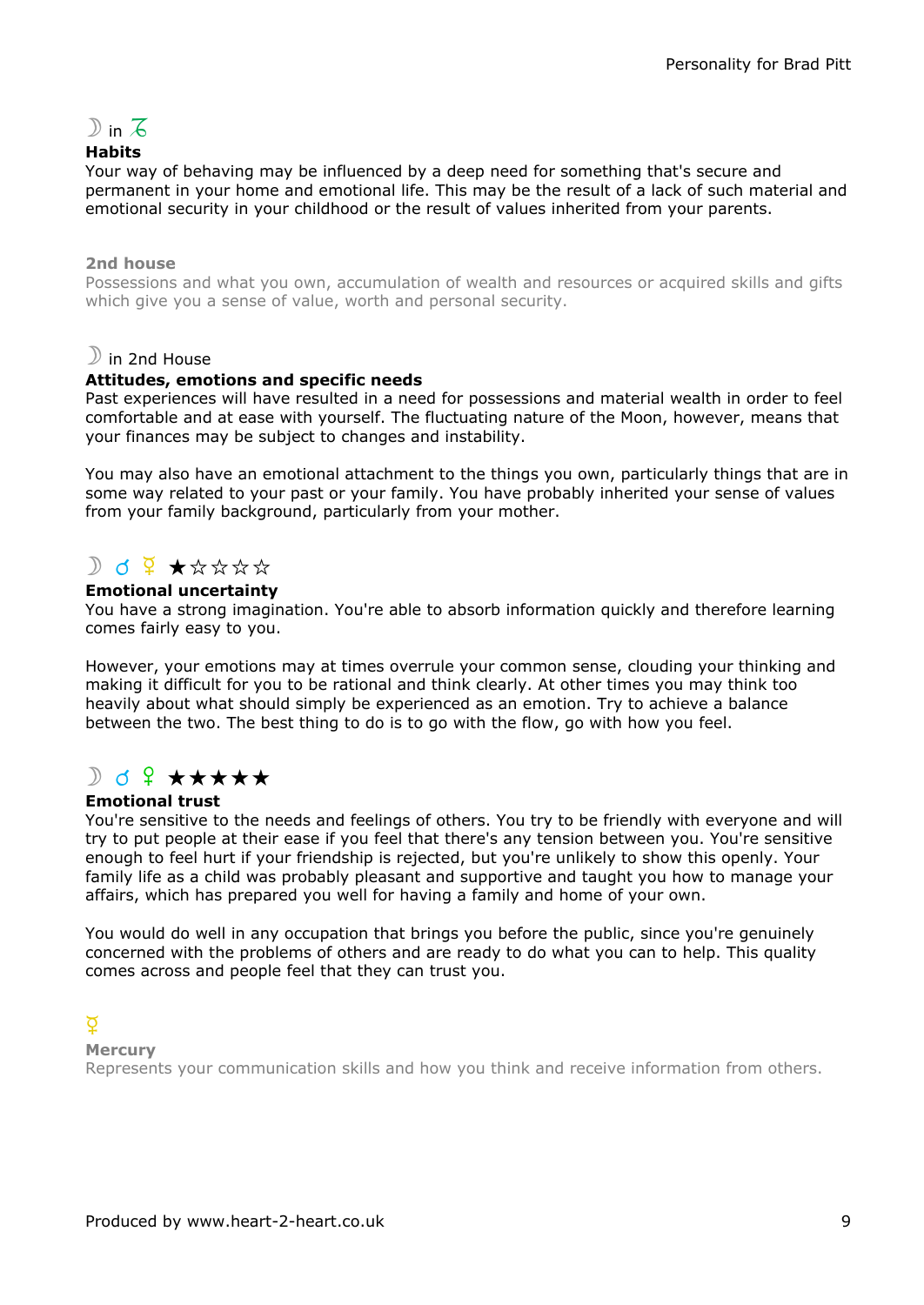☽ in ♑

**Habits**

Your way of behaving may be influenced by a deep need for something that's secure and permanent in your home and emotional life. This may be the result of a lack of such material and emotional security in your childhood or the result of values inherited from your parents.

**2nd house**

Possessions and what you own, accumulation of wealth and resources or acquired skills and gifts which give you a sense of value, worth and personal security.

☽ in 2nd House

**Attitudes, emotions and specific needs**

Past experiences will have resulted in a need for possessions and material wealth in order to feel comfortable and at ease with yourself. The fluctuating nature of the Moon, however, means that your finances may be subject to changes and instability.

You may also have an emotional attachment to the things you own, particularly things that are in some way related to your past or your family. You have probably inherited your sense of values from your family background, particularly from your mother.

☽ ☌ ☿ ★☆☆☆☆

**Emotional uncertainty**

You have a strong imagination. You're able to absorb information quickly and therefore learning comes fairly easy to you.

However, your emotions may at times overrule your common sense, clouding your thinking and making it difficult for you to be rational and think clearly. At other times you may think too heavily about what should simply be experienced as an emotion. Try to achieve a balance between the two. The best thing to do is to go with the flow, go with how you feel.

☽ ☌ ♀ ★★★★★

**Emotional trust**

You're sensitive to the needs and feelings of others. You try to be friendly with everyone and will try to put people at their ease if you feel that there's any tension between you. You're sensitive enough to feel hurt if your friendship is rejected, but you're unlikely to show this openly. Your family life as a child was probably pleasant and supportive and taught you how to manage your affairs, which has prepared you well for having a family and home of your own.

You would do well in any occupation that brings you before the public, since you're genuinely concerned with the problems of others and are ready to do what you can to help. This quality comes across and people feel that they can trust you.

☿

**Mercury**

Represents your communication skills and how you think and receive information from others.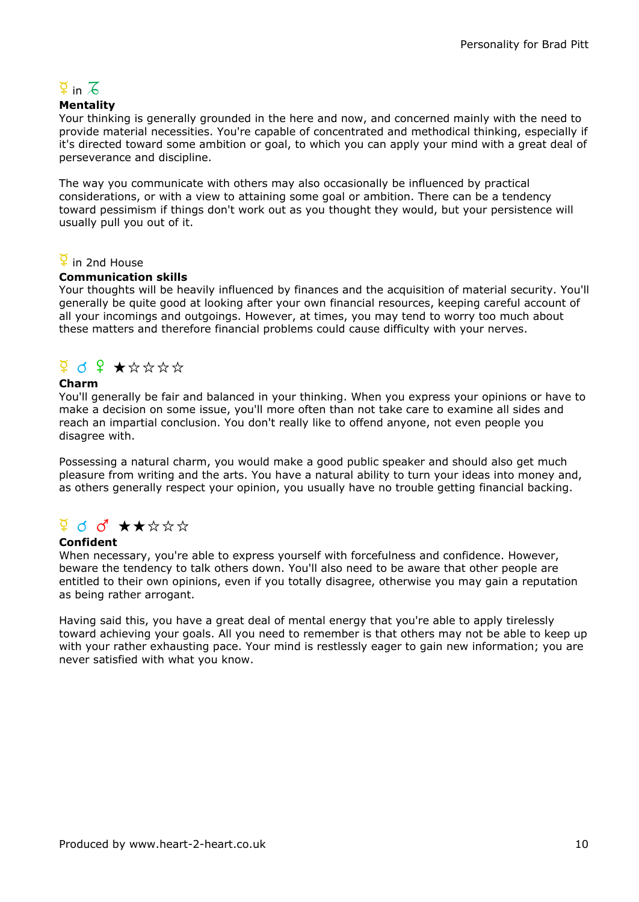### ☿ in ♑

**Mentality**

Your thinking is generally grounded in the here and now, and concerned mainly with the need to provide material necessities. You're capable of concentrated and methodical thinking, especially if it's directed toward some ambition or goal, to which you can apply your mind with a great deal of perseverance and discipline.

The way you communicate with others may also occasionally be influenced by practical considerations, or with a view to attaining some goal or ambition. There can be a tendency toward pessimism if things don't work out as you thought they would, but your persistence will usually pull you out of it.

### ☿ in 2nd House

**Communication skills**

Your thoughts will be heavily influenced by finances and the acquisition of material security. You'll generally be quite good at looking after your own financial resources, keeping careful account of all your incomings and outgoings. However, at times, you may tend to worry too much about these matters and therefore financial problems could cause difficulty with your nerves.

### ☿ ☌ ♀ ★☆☆☆☆

**Charm**

You'll generally be fair and balanced in your thinking. When you express your opinions or have to make a decision on some issue, you'll more often than not take care to examine all sides and reach an impartial conclusion. You don't really like to offend anyone, not even people you disagree with.

Possessing a natural charm, you would make a good public speaker and should also get much pleasure from writing and the arts. You have a natural ability to turn your ideas into money and, as others generally respect your opinion, you usually have no trouble getting financial backing.

### ☿ ☌ ♂ ★★☆☆☆

**Confident**

When necessary, you're able to express yourself with forcefulness and confidence. However, beware the tendency to talk others down. You'll also need to be aware that other people are entitled to their own opinions, even if you totally disagree, otherwise you may gain a reputation as being rather arrogant.

Having said this, you have a great deal of mental energy that you're able to apply tirelessly toward achieving your goals. All you need to remember is that others may not be able to keep up with your rather exhausting pace. Your mind is restlessly eager to gain new information; you are never satisfied with what you know.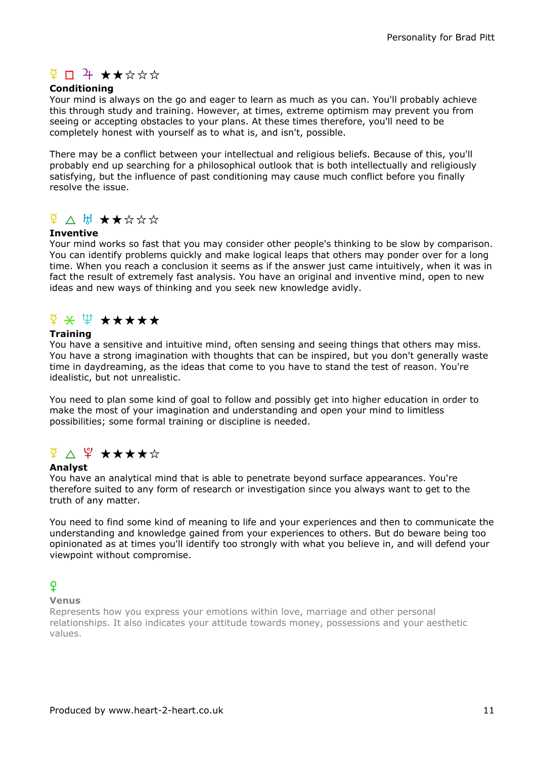☿ □ ♃ ★★☆☆☆

**Conditioning**

Your mind is always on the go and eager to learn as much as you can. You'll probably achieve this through study and training. However, at times, extreme optimism may prevent you from seeing or accepting obstacles to your plans. At these times therefore, you'll need to be completely honest with yourself as to what is, and isn't, possible.

There may be a conflict between your intellectual and religious beliefs. Because of this, you'll probably end up searching for a philosophical outlook that is both intellectually and religiously satisfying, but the influence of past conditioning may cause much conflict before you finally resolve the issue.

☿ △ ♅ ★★☆☆☆

**Inventive**

Your mind works so fast that you may consider other people's thinking to be slow by comparison. You can identify problems quickly and make logical leaps that others may ponder over for a long time. When you reach a conclusion it seems as if the answer just came intuitively, when it was in fact the result of extremely fast analysis. You have an original and inventive mind, open to new ideas and new ways of thinking and you seek new knowledge avidly.

☿ ⚹ ♆ ★★★★★

**Training**

You have a sensitive and intuitive mind, often sensing and seeing things that others may miss. You have a strong imagination with thoughts that can be inspired, but you don't generally waste time in daydreaming, as the ideas that come to you have to stand the test of reason. You're idealistic, but not unrealistic.

You need to plan some kind of goal to follow and possibly get into higher education in order to make the most of your imagination and understanding and open your mind to limitless possibilities; some formal training or discipline is needed.

☿ △ ♇ ★★★★☆

**Analyst**

You have an analytical mind that is able to penetrate beyond surface appearances. You're therefore suited to any form of research or investigation since you always want to get to the truth of any matter.

You need to find some kind of meaning to life and your experiences and then to communicate the understanding and knowledge gained from your experiences to others. But do beware being too opinionated as at times you'll identify too strongly with what you believe in, and will defend your viewpoint without compromise.

♀

**Venus**

Represents how you express your emotions within love, marriage and other personal relationships. It also indicates your attitude towards money, possessions and your aesthetic values.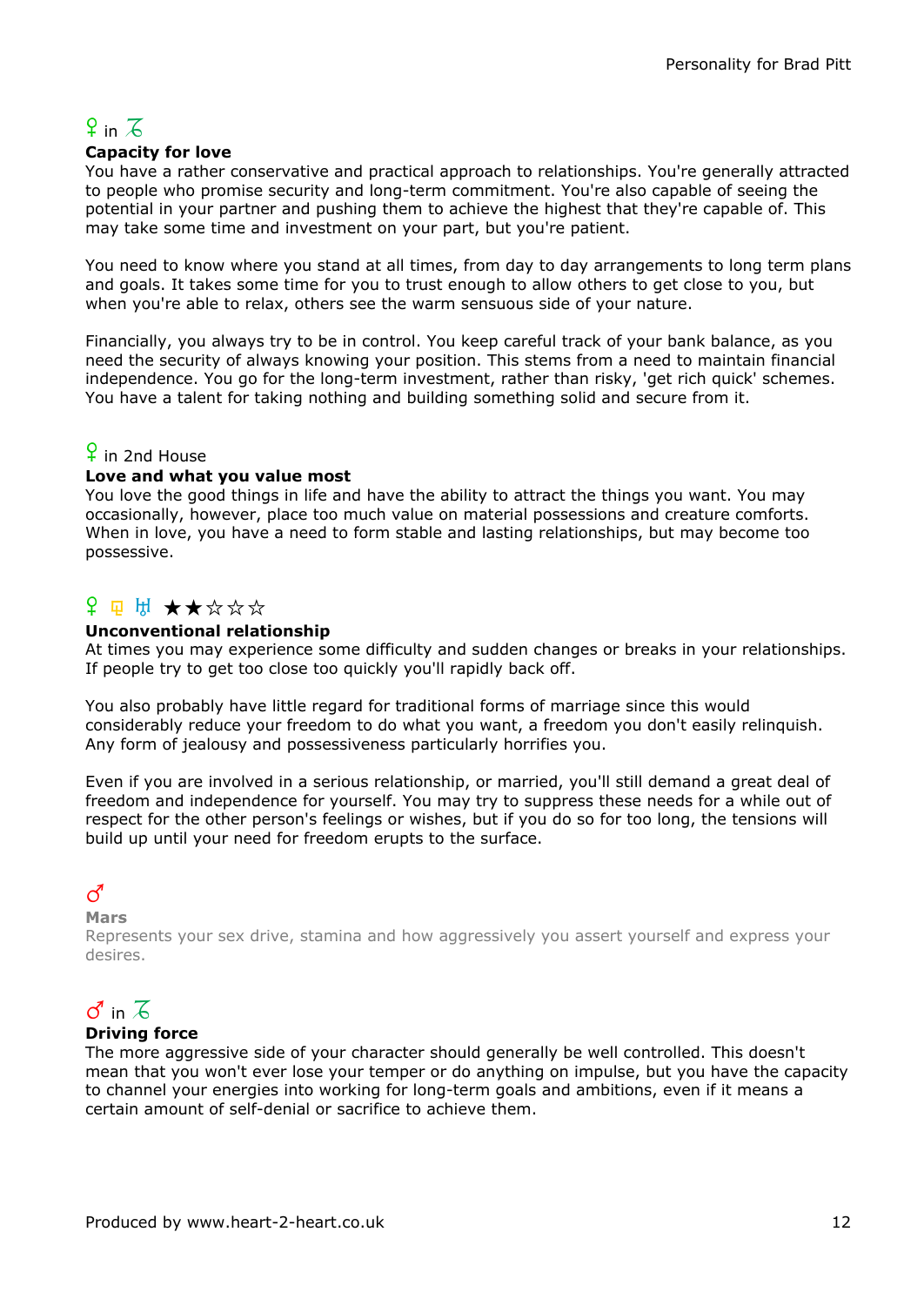♀ in ♑

**Capacity for love**

You have a rather conservative and practical approach to relationships. You're generally attracted to people who promise security and long-term commitment. You're also capable of seeing the potential in your partner and pushing them to achieve the highest that they're capable of. This may take some time and investment on your part, but you're patient.

You need to know where you stand at all times, from day to day arrangements to long term plans and goals. It takes some time for you to trust enough to allow others to get close to you, but when you're able to relax, others see the warm sensuous side of your nature.

Financially, you always try to be in control. You keep careful track of your bank balance, as you need the security of always knowing your position. This stems from a need to maintain financial independence. You go for the long-term investment, rather than risky, 'get rich quick' schemes. You have a talent for taking nothing and building something solid and secure from it.

♀ in 2nd House

**Love and what you value most**

You love the good things in life and have the ability to attract the things you want. You may occasionally, however, place too much value on material possessions and creature comforts. When in love, you have a need to form stable and lasting relationships, but may become too possessive.

♀ □ ♅ ★★☆☆☆

**Unconventional relationship**

At times you may experience some difficulty and sudden changes or breaks in your relationships. If people try to get too close too quickly you'll rapidly back off.

You also probably have little regard for traditional forms of marriage since this would considerably reduce your freedom to do what you want, a freedom you don't easily relinquish. Any form of jealousy and possessiveness particularly horrifies you.

Even if you are involved in a serious relationship, or married, you'll still demand a great deal of freedom and independence for yourself. You may try to suppress these needs for a while out of respect for the other person's feelings or wishes, but if you do so for too long, the tensions will build up until your need for freedom erupts to the surface.

♂

**Mars**

Represents your sex drive, stamina and how aggressively you assert yourself and express your desires.

♂ in ♑

**Driving force**

The more aggressive side of your character should generally be well controlled. This doesn't mean that you won't ever lose your temper or do anything on impulse, but you have the capacity to channel your energies into working for long-term goals and ambitions, even if it means a certain amount of self-denial or sacrifice to achieve them.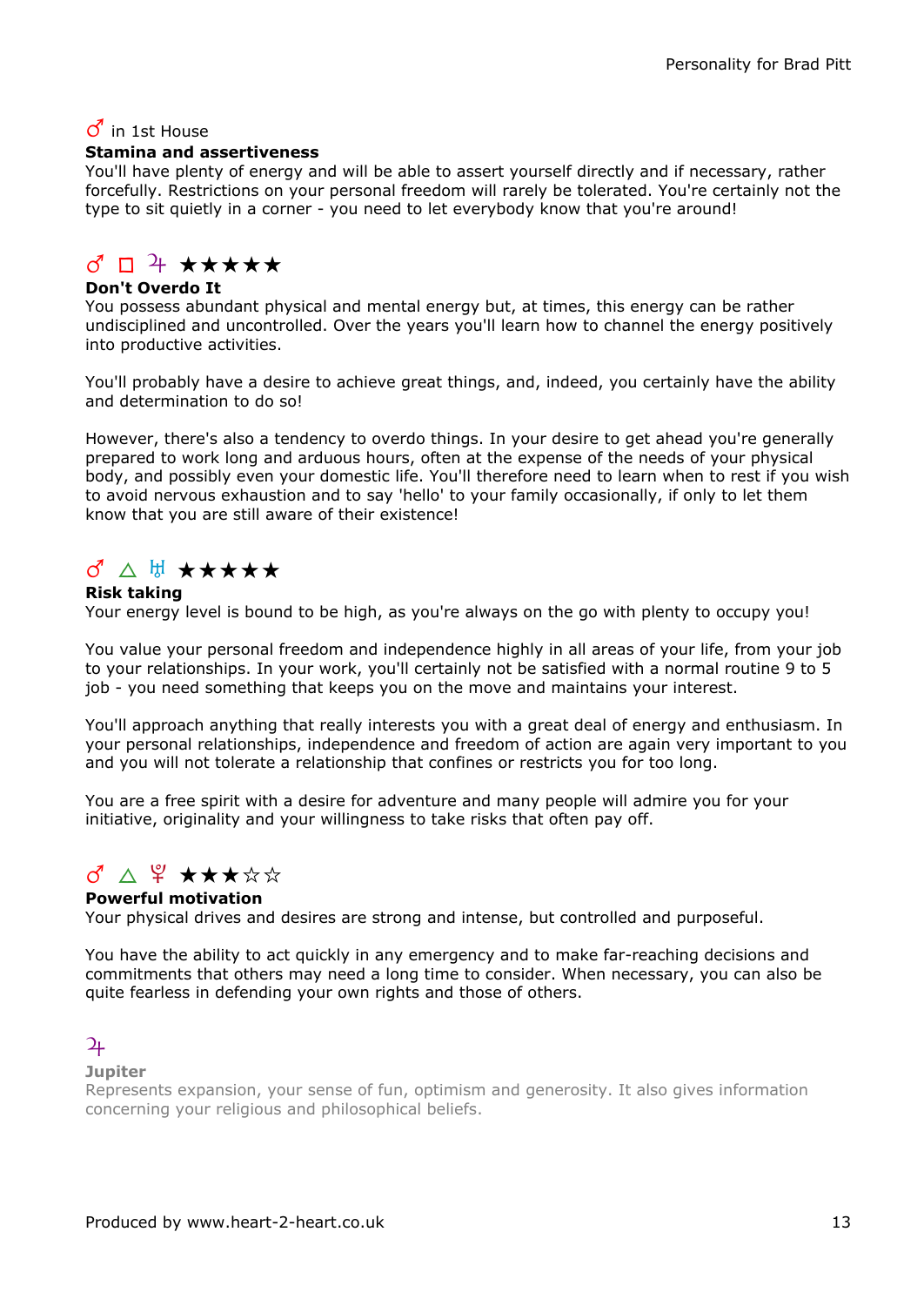♂ in 1st House

**Stamina and assertiveness**
You'll have plenty of energy and will be able to assert yourself directly and if necessary, rather forcefully. Restrictions on your personal freedom will rarely be tolerated. You're certainly not the type to sit quietly in a corner - you need to let everybody know that you're around!

♂ □ ♃ ★★★★★

**Don't Overdo It**
You possess abundant physical and mental energy but, at times, this energy can be rather undisciplined and uncontrolled. Over the years you'll learn how to channel the energy positively into productive activities.

You'll probably have a desire to achieve great things, and, indeed, you certainly have the ability and determination to do so!

However, there's also a tendency to overdo things. In your desire to get ahead you're generally prepared to work long and arduous hours, often at the expense of the needs of your physical body, and possibly even your domestic life. You'll therefore need to learn when to rest if you wish to avoid nervous exhaustion and to say 'hello' to your family occasionally, if only to let them know that you are still aware of their existence!

♂ △ ♅ ★★★★★

**Risk taking**
Your energy level is bound to be high, as you're always on the go with plenty to occupy you!

You value your personal freedom and independence highly in all areas of your life, from your job to your relationships. In your work, you'll certainly not be satisfied with a normal routine 9 to 5 job - you need something that keeps you on the move and maintains your interest.

You'll approach anything that really interests you with a great deal of energy and enthusiasm. In your personal relationships, independence and freedom of action are again very important to you and you will not tolerate a relationship that confines or restricts you for too long.

You are a free spirit with a desire for adventure and many people will admire you for your initiative, originality and your willingness to take risks that often pay off.

♂ △ ♇ ★★★☆☆

**Powerful motivation**
Your physical drives and desires are strong and intense, but controlled and purposeful.

You have the ability to act quickly in any emergency and to make far-reaching decisions and commitments that others may need a long time to consider. When necessary, you can also be quite fearless in defending your own rights and those of others.

♃

**Jupiter**
Represents expansion, your sense of fun, optimism and generosity. It also gives information concerning your religious and philosophical beliefs.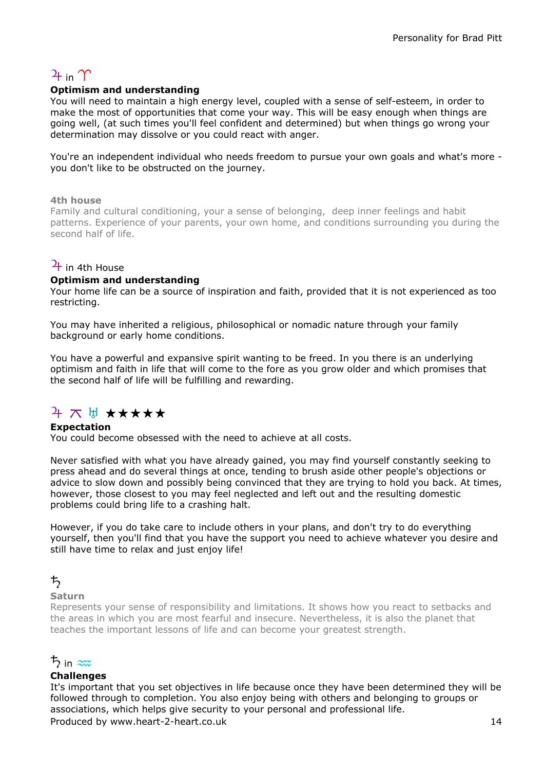## ♃ in ♈

**Optimism and understanding**

You will need to maintain a high energy level, coupled with a sense of self-esteem, in order to make the most of opportunities that come your way. This will be easy enough when things are going well, (at such times you'll feel confident and determined) but when things go wrong your determination may dissolve or you could react with anger.

You're an independent individual who needs freedom to pursue your own goals and what's more - you don't like to be obstructed on the journey.

**4th house**

Family and cultural conditioning, your a sense of belonging,  deep inner feelings and habit patterns. Experience of your parents, your own home, and conditions surrounding you during the second half of life.

## ♃ in 4th House

**Optimism and understanding**

Your home life can be a source of inspiration and faith, provided that it is not experienced as too restricting.

You may have inherited a religious, philosophical or nomadic nature through your family background or early home conditions.

You have a powerful and expansive spirit wanting to be freed. In you there is an underlying optimism and faith in life that will come to the fore as you grow older and which promises that the second half of life will be fulfilling and rewarding.

## ♃ ⚻ ♅ ★★★★★

**Expectation**

You could become obsessed with the need to achieve at all costs.

Never satisfied with what you have already gained, you may find yourself constantly seeking to press ahead and do several things at once, tending to brush aside other people's objections or advice to slow down and possibly being convinced that they are trying to hold you back. At times, however, those closest to you may feel neglected and left out and the resulting domestic problems could bring life to a crashing halt.

However, if you do take care to include others in your plans, and don't try to do everything yourself, then you'll find that you have the support you need to achieve whatever you desire and still have time to relax and just enjoy life!

## ♄

**Saturn**

Represents your sense of responsibility and limitations. It shows how you react to setbacks and the areas in which you are most fearful and insecure. Nevertheless, it is also the planet that teaches the important lessons of life and can become your greatest strength.

## ♄ in ♒

**Challenges**

It's important that you set objectives in life because once they have been determined they will be followed through to completion. You also enjoy being with others and belonging to groups or associations, which helps give security to your personal and professional life.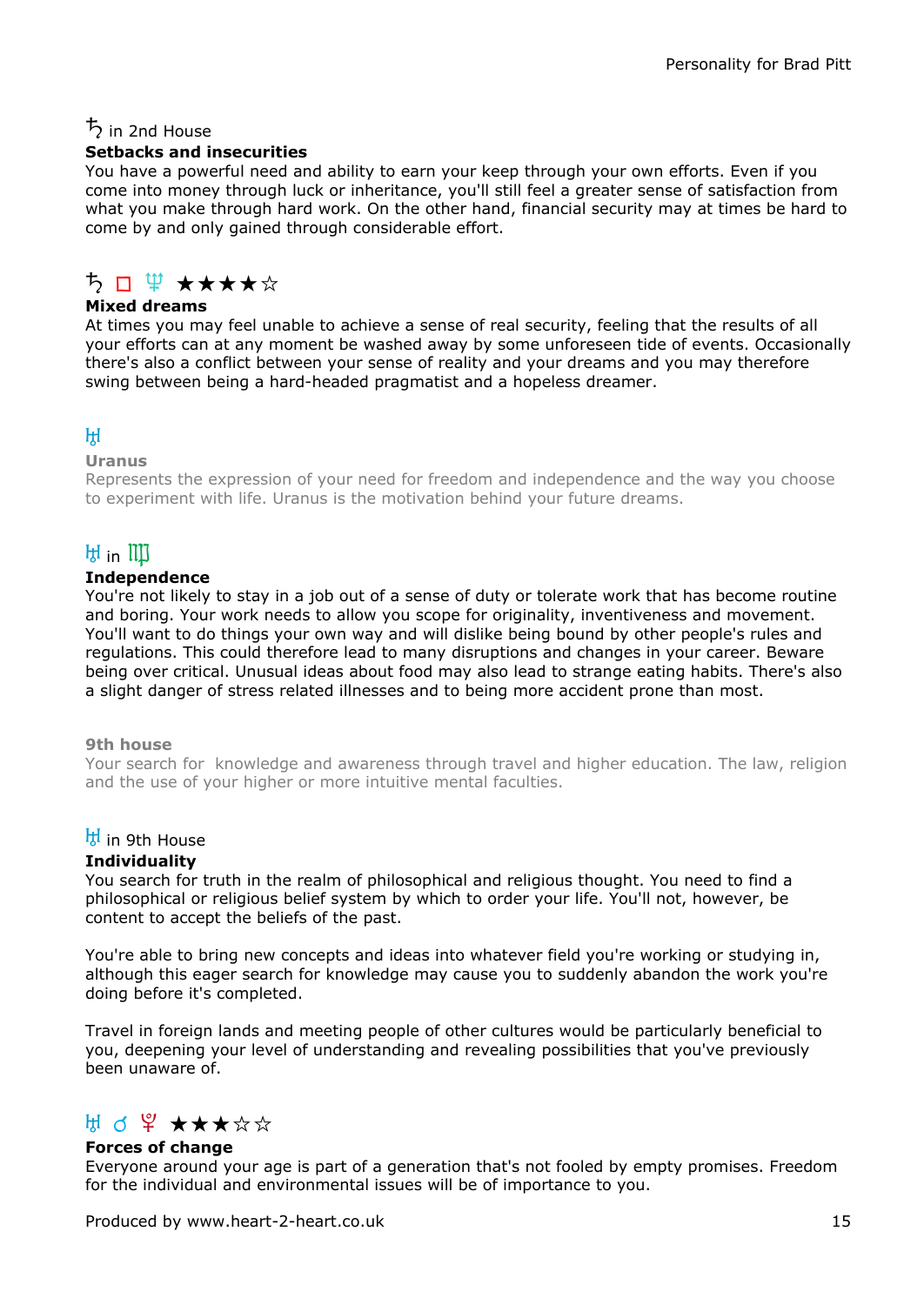♄ in 2nd House

**Setbacks and insecurities**

You have a powerful need and ability to earn your keep through your own efforts. Even if you come into money through luck or inheritance, you'll still feel a greater sense of satisfaction from what you make through hard work. On the other hand, financial security may at times be hard to come by and only gained through considerable effort.

♄ □ ♆ ★★★★☆

**Mixed dreams**

At times you may feel unable to achieve a sense of real security, feeling that the results of all your efforts can at any moment be washed away by some unforeseen tide of events. Occasionally there's also a conflict between your sense of reality and your dreams and you may therefore swing between being a hard-headed pragmatist and a hopeless dreamer.

♅

**Uranus**

Represents the expression of your need for freedom and independence and the way you choose to experiment with life. Uranus is the motivation behind your future dreams.

♅ in ♍

**Independence**

You're not likely to stay in a job out of a sense of duty or tolerate work that has become routine and boring. Your work needs to allow you scope for originality, inventiveness and movement. You'll want to do things your own way and will dislike being bound by other people's rules and regulations. This could therefore lead to many disruptions and changes in your career. Beware being over critical. Unusual ideas about food may also lead to strange eating habits. There's also a slight danger of stress related illnesses and to being more accident prone than most.

**9th house**

Your search for knowledge and awareness through travel and higher education. The law, religion and the use of your higher or more intuitive mental faculties.

♅ in 9th House

**Individuality**

You search for truth in the realm of philosophical and religious thought. You need to find a philosophical or religious belief system by which to order your life. You'll not, however, be content to accept the beliefs of the past.

You're able to bring new concepts and ideas into whatever field you're working or studying in, although this eager search for knowledge may cause you to suddenly abandon the work you're doing before it's completed.

Travel in foreign lands and meeting people of other cultures would be particularly beneficial to you, deepening your level of understanding and revealing possibilities that you've previously been unaware of.

♅ ☌ ♇ ★★★☆☆

**Forces of change**

Everyone around your age is part of a generation that's not fooled by empty promises. Freedom for the individual and environmental issues will be of importance to you.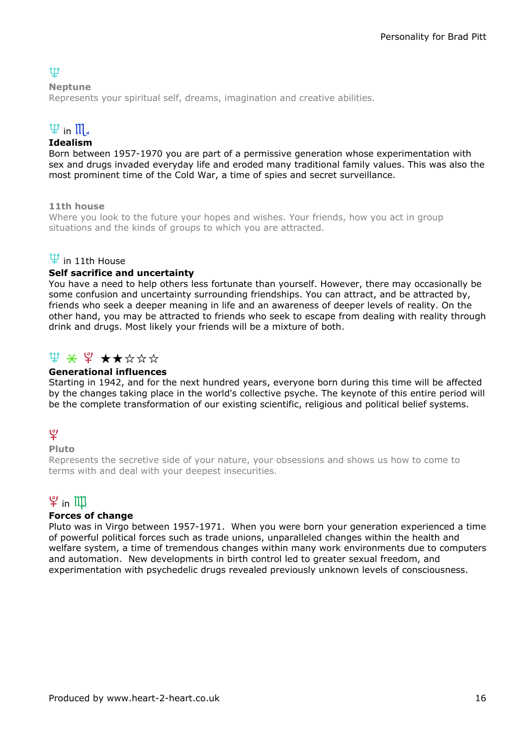♆

**Neptune**

Represents your spiritual self, dreams, imagination and creative abilities.

♆ in ♏

**Idealism**

Born between 1957-1970 you are part of a permissive generation whose experimentation with sex and drugs invaded everyday life and eroded many traditional family values. This was also the most prominent time of the Cold War, a time of spies and secret surveillance.

**11th house**

Where you look to the future your hopes and wishes. Your friends, how you act in group situations and the kinds of groups to which you are attracted.

♆ in 11th House

**Self sacrifice and uncertainty**

You have a need to help others less fortunate than yourself. However, there may occasionally be some confusion and uncertainty surrounding friendships. You can attract, and be attracted by, friends who seek a deeper meaning in life and an awareness of deeper levels of reality. On the other hand, you may be attracted to friends who seek to escape from dealing with reality through drink and drugs. Most likely your friends will be a mixture of both.

♆ ⚹ ♇ ★★☆☆☆

**Generational influences**

Starting in 1942, and for the next hundred years, everyone born during this time will be affected by the changes taking place in the world's collective psyche. The keynote of this entire period will be the complete transformation of our existing scientific, religious and political belief systems.

♇

**Pluto**

Represents the secretive side of your nature, your obsessions and shows us how to come to terms with and deal with your deepest insecurities.

♇ in ♍

**Forces of change**

Pluto was in Virgo between 1957-1971. When you were born your generation experienced a time of powerful political forces such as trade unions, unparalleled changes within the health and welfare system, a time of tremendous changes within many work environments due to computers and automation. New developments in birth control led to greater sexual freedom, and experimentation with psychedelic drugs revealed previously unknown levels of consciousness.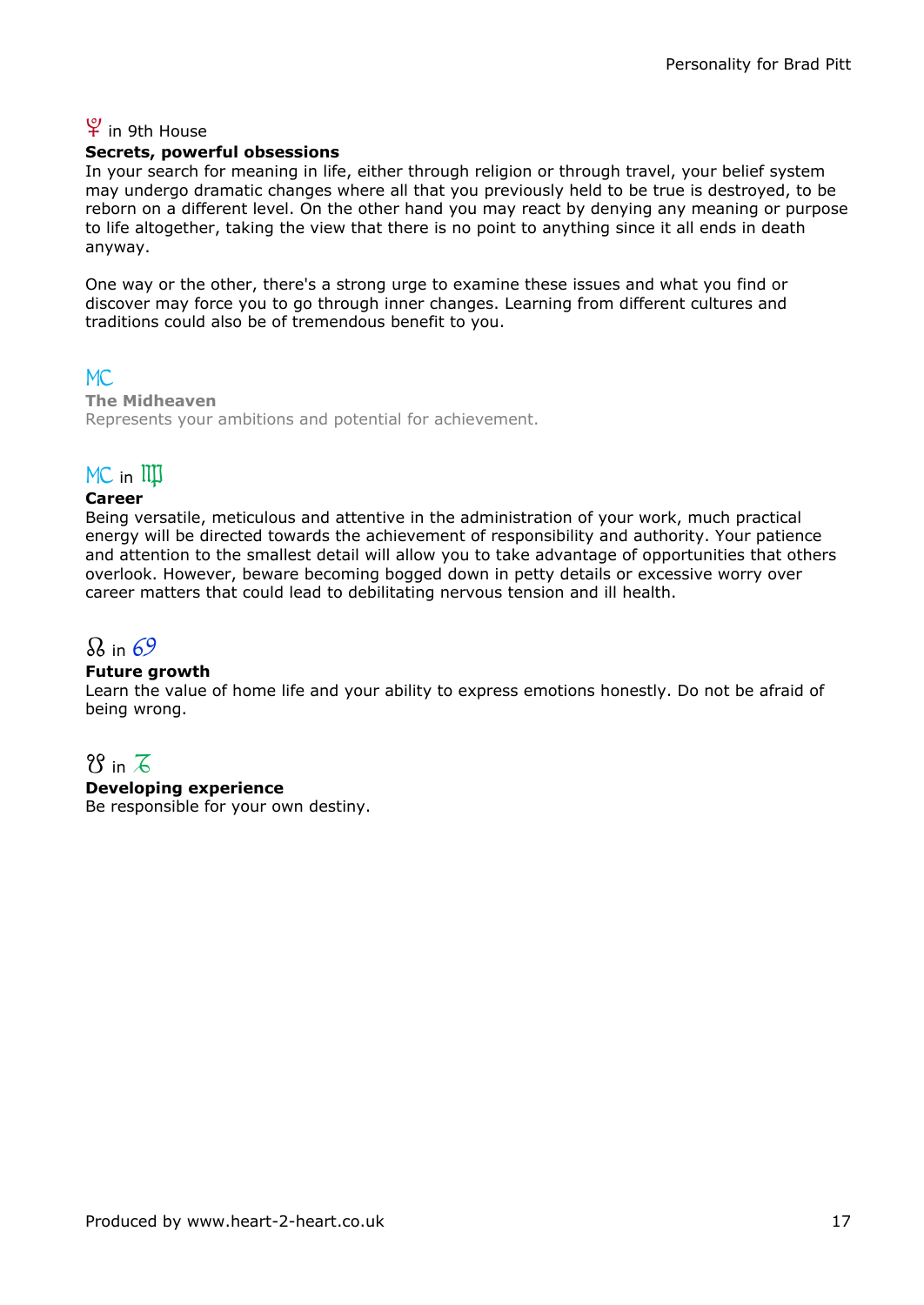### ♇ in 9th House

**Secrets, powerful obsessions**

In your search for meaning in life, either through religion or through travel, your belief system may undergo dramatic changes where all that you previously held to be true is destroyed, to be reborn on a different level. On the other hand you may react by denying any meaning or purpose to life altogether, taking the view that there is no point to anything since it all ends in death anyway.

One way or the other, there's a strong urge to examine these issues and what you find or discover may force you to go through inner changes. Learning from different cultures and traditions could also be of tremendous benefit to you.

## MC

**The Midheaven**

Represents your ambitions and potential for achievement.

### MC in ♍

**Career**

Being versatile, meticulous and attentive in the administration of your work, much practical energy will be directed towards the achievement of responsibility and authority. Your patience and attention to the smallest detail will allow you to take advantage of opportunities that others overlook. However, beware becoming bogged down in petty details or excessive worry over career matters that could lead to debilitating nervous tension and ill health.

### ☊ in ♋

**Future growth**

Learn the value of home life and your ability to express emotions honestly. Do not be afraid of being wrong.

### ☋ in ♑

**Developing experience**

Be responsible for your own destiny.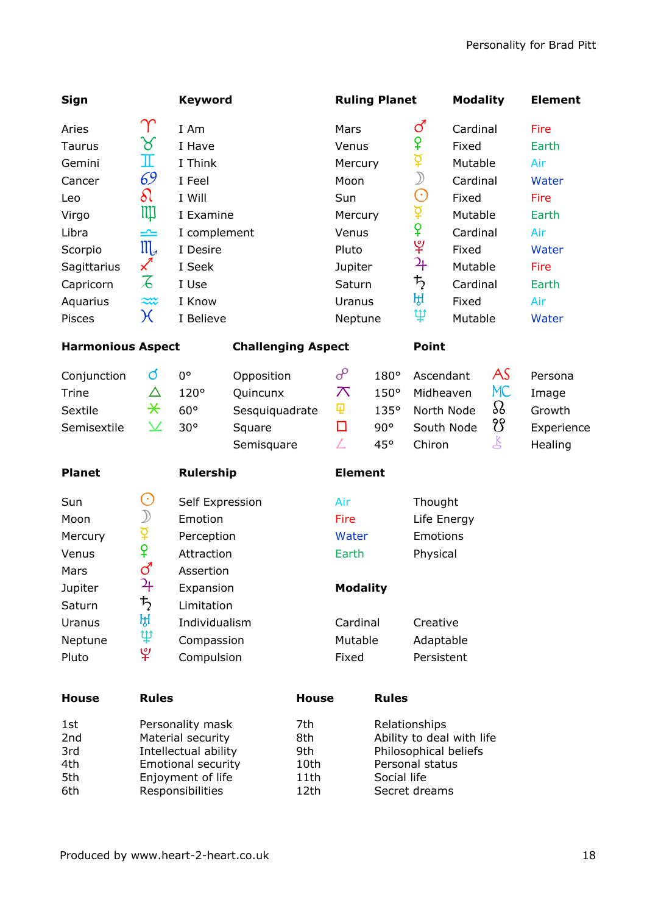| Sign | | Keyword | Ruling Planet | | Modality | Element |
|---|---|---|---|---|---|---|
| Aries | ♈ | I Am | Mars | ♂ | Cardinal | Fire |
| Taurus | ♉ | I Have | Venus | ♀ | Fixed | Earth |
| Gemini | ♊ | I Think | Mercury | ☿ | Mutable | Air |
| Cancer | ♋ | I Feel | Moon | ☽ | Cardinal | Water |
| Leo | ♌ | I Will | Sun | ☉ | Fixed | Fire |
| Virgo | ♍ | I Examine | Mercury | ☿ | Mutable | Earth |
| Libra | ♎ | I complement | Venus | ♀ | Cardinal | Air |
| Scorpio | ♏ | I Desire | Pluto | ♇ | Fixed | Water |
| Sagittarius | ♐ | I Seek | Jupiter | ♃ | Mutable | Fire |
| Capricorn | ♑ | I Use | Saturn | ♄ | Cardinal | Earth |
| Aquarius | ♒ | I Know | Uranus | ♅ | Fixed | Air |
| Pisces | ♓ | I Believe | Neptune | ♆ | Mutable | Water |

| Harmonious Aspect | | | Challenging Aspect | | | Point | | |
|---|---|---|---|---|---|---|---|---|
| Conjunction | ☌ | 0° | Opposition | ☍ | 180° | Ascendant | AS | Persona |
| Trine | △ | 120° | Quincunx | ⚻ | 150° | Midheaven | MC | Image |
| Sextile | ⚹ | 60° | Sesquiquadrate | ⚼ | 135° | North Node | ☊ | Growth |
| Semisextile | ⚺ | 30° | Square | □ | 90° | South Node | ☋ | Experience |
| | | | Semisquare | ∠ | 45° | Chiron | ⚷ | Healing |

| Planet | | Rulership |
|---|---|---|
| Sun | ☉ | Self Expression |
| Moon | ☽ | Emotion |
| Mercury | ☿ | Perception |
| Venus | ♀ | Attraction |
| Mars | ♂ | Assertion |
| Jupiter | ♃ | Expansion |
| Saturn | ♄ | Limitation |
| Uranus | ♅ | Individualism |
| Neptune | ♆ | Compassion |
| Pluto | ♇ | Compulsion |

| Element | |
|---|---|
| Air | Thought |
| Fire | Life Energy |
| Water | Emotions |
| Earth | Physical |

| Modality | |
|---|---|
| Cardinal | Creative |
| Mutable | Adaptable |
| Fixed | Persistent |

| House | Rules | House | Rules |
|---|---|---|---|
| 1st | Personality mask | 7th | Relationships |
| 2nd | Material security | 8th | Ability to deal with life |
| 3rd | Intellectual ability | 9th | Philosophical beliefs |
| 4th | Emotional security | 10th | Personal status |
| 5th | Enjoyment of life | 11th | Social life |
| 6th | Responsibilities | 12th | Secret dreams |